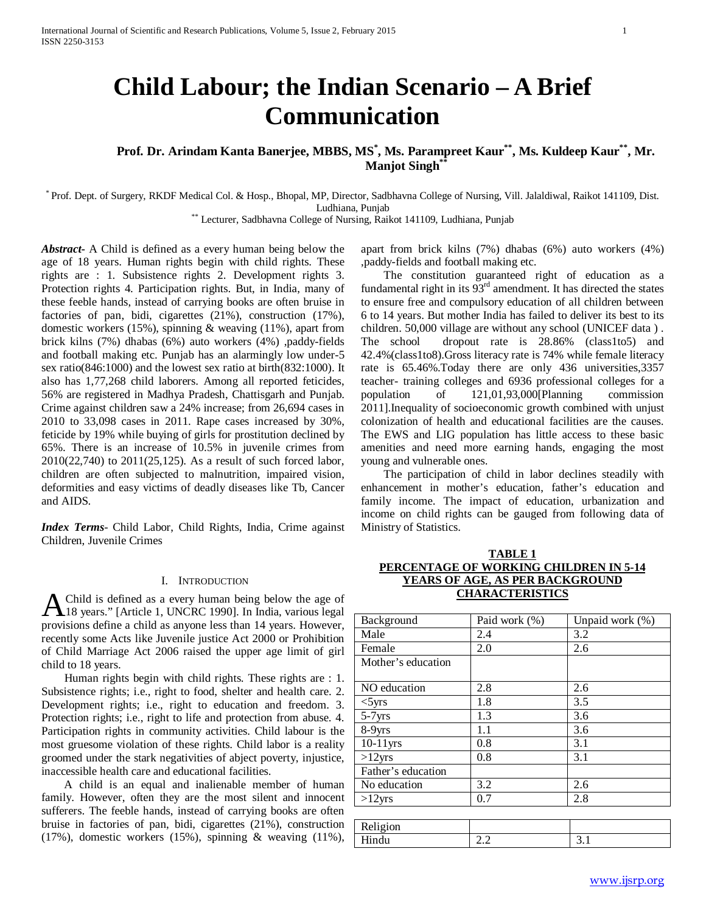# Child Labour; the Indian Scenario – A Brief Communication

**Prof. Dr. Arindam Kanta Banerjee, MBBS, MS[*], Ms. Parampreet Kaur[**], Ms. Kuldeep Kaur[**], Mr. Manjot Singh[**]**

[*] Prof. Dept. of Surgery, RKDF Medical Col. & Hosp., Bhopal, MP, Director, Sadbhavna College of Nursing, Vill. Jalaldiwal, Raikot 141109, Dist. Ludhiana, Punjab

[**] Lecturer, Sadbhavna College of Nursing, Raikot 141109, Ludhiana, Punjab

***Abstract*-** A Child is defined as a every human being below the age of 18 years. Human rights begin with child rights. These rights are : 1. Subsistence rights 2. Development rights 3. Protection rights 4. Participation rights. But, in India, many of these feeble hands, instead of carrying books are often bruise in factories of pan, bidi, cigarettes (21%), construction (17%), domestic workers (15%), spinning & weaving (11%), apart from brick kilns (7%) dhabas (6%) auto workers (4%) ,paddy-fields and football making etc. Punjab has an alarmingly low under-5 sex ratio(846:1000) and the lowest sex ratio at birth(832:1000). It also has 1,77,268 child laborers. Among all reported feticides, 56% are registered in Madhya Pradesh, Chattisgarh and Punjab. Crime against children saw a 24% increase; from 26,694 cases in 2010 to 33,098 cases in 2011. Rape cases increased by 30%, feticide by 19% while buying of girls for prostitution declined by 65%. There is an increase of 10.5% in juvenile crimes from 2010(22,740) to 2011(25,125). As a result of such forced labor, children are often subjected to malnutrition, impaired vision, deformities and easy victims of deadly diseases like Tb, Cancer and AIDS.

***Index Terms*-** Child Labor, Child Rights, India, Crime against Children, Juvenile Crimes

## I. Introduction

A Child is defined as a every human being below the age of 18 years." [Article 1, UNCRC 1990]. In India, various legal provisions define a child as anyone less than 14 years. However, recently some Acts like Juvenile justice Act 2000 or Prohibition of Child Marriage Act 2006 raised the upper age limit of girl child to 18 years.

Human rights begin with child rights. These rights are : 1. Subsistence rights; i.e., right to food, shelter and health care. 2. Development rights; i.e., right to education and freedom. 3. Protection rights; i.e., right to life and protection from abuse. 4. Participation rights in community activities. Child labour is the most gruesome violation of these rights. Child labor is a reality groomed under the stark negativities of abject poverty, injustice, inaccessible health care and educational facilities.

A child is an equal and inalienable member of human family. However, often they are the most silent and innocent sufferers. The feeble hands, instead of carrying books are often bruise in factories of pan, bidi, cigarettes (21%), construction (17%), domestic workers (15%), spinning & weaving (11%), apart from brick kilns (7%) dhabas (6%) auto workers (4%) ,paddy-fields and football making etc.

The constitution guaranteed right of education as a fundamental right in its 93rd amendment. It has directed the states to ensure free and compulsory education of all children between 6 to 14 years. But mother India has failed to deliver its best to its children. 50,000 village are without any school (UNICEF data ) . The school dropout rate is 28.86% (class1to5) and 42.4%(class1to8).Gross literacy rate is 74% while female literacy rate is 65.46%.Today there are only 436 universities,3357 teacher- training colleges and 6936 professional colleges for a population of 121,01,93,000[Planning commission 2011].Inequality of socioeconomic growth combined with unjust colonization of health and educational facilities are the causes. The EWS and LIG population has little access to these basic amenities and need more earning hands, engaging the most young and vulnerable ones.

The participation of child in labor declines steadily with enhancement in mother's education, father's education and family income. The impact of education, urbanization and income on child rights can be gauged from following data of Ministry of Statistics.

**TABLE 1**
**PERCENTAGE OF WORKING CHILDREN IN 5-14 YEARS OF AGE, AS PER BACKGROUND CHARACTERISTICS**

| Background | Paid work (%) | Unpaid work (%) |
|---|---|---|
| Male | 2.4 | 3.2 |
| Female | 2.0 | 2.6 |
| Mother's education | | |
| NO education | 2.8 | 2.6 |
| <5yrs | 1.8 | 3.5 |
| 5-7yrs | 1.3 | 3.6 |
| 8-9yrs | 1.1 | 3.6 |
| 10-11yrs | 0.8 | 3.1 |
| >12yrs | 0.8 | 3.1 |
| Father's education | | |
| No education | 3.2 | 2.6 |
| >12yrs | 0.7 | 2.8 |
| Religion | | |
| Hindu | 2.2 | 3.1 |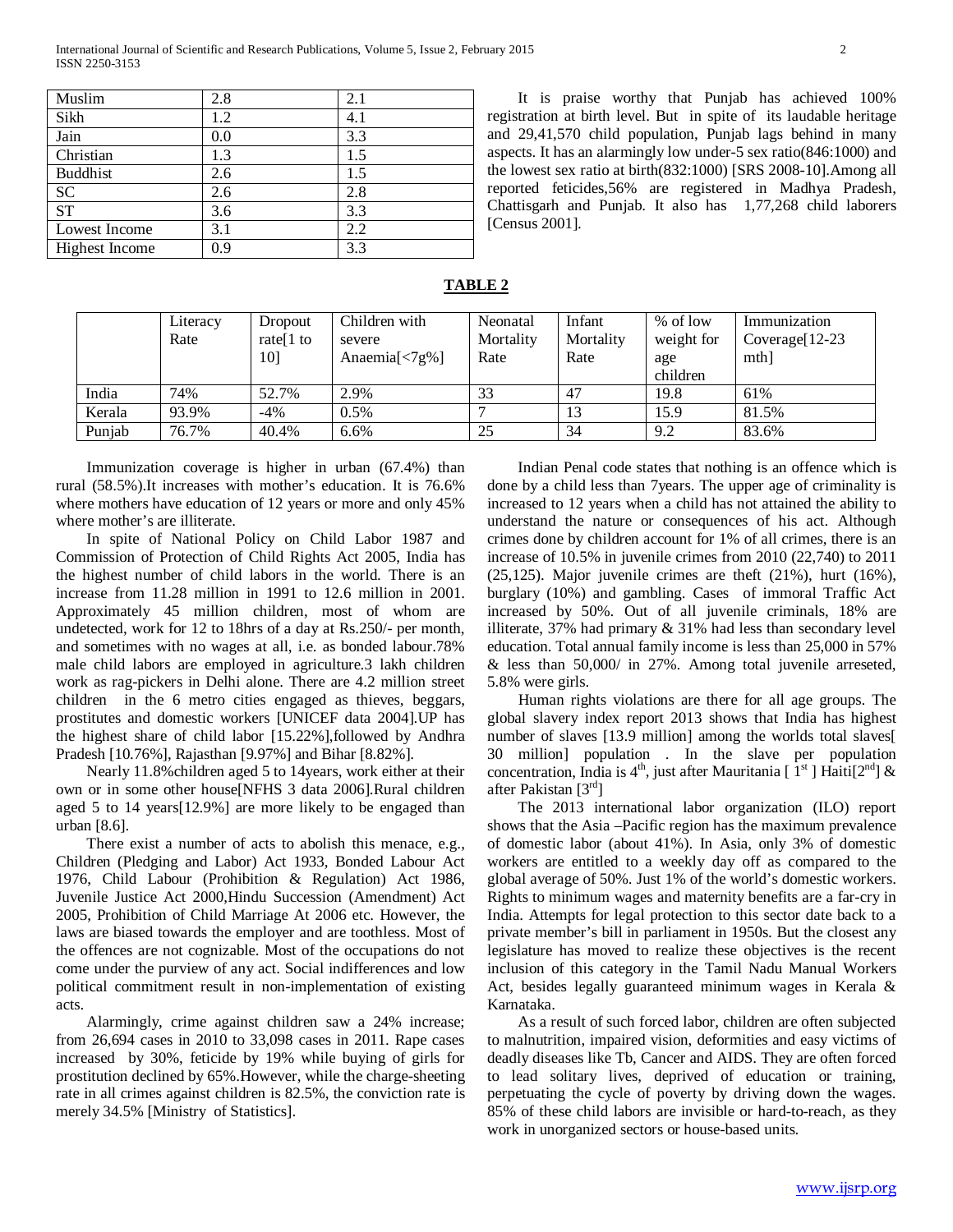| | | |
|---|---|---|
| Muslim | 2.8 | 2.1 |
| Sikh | 1.2 | 4.1 |
| Jain | 0.0 | 3.3 |
| Christian | 1.3 | 1.5 |
| Buddhist | 2.6 | 1.5 |
| SC | 2.6 | 2.8 |
| ST | 3.6 | 3.3 |
| Lowest Income | 3.1 | 2.2 |
| Highest Income | 0.9 | 3.3 |

It is praise worthy that Punjab has achieved 100% registration at birth level. But in spite of its laudable heritage and 29,41,570 child population, Punjab lags behind in many aspects. It has an alarmingly low under-5 sex ratio(846:1000) and the lowest sex ratio at birth(832:1000) [SRS 2008-10].Among all reported feticides,56% are registered in Madhya Pradesh, Chattisgarh and Punjab. It also has 1,77,268 child laborers [Census 2001].

**TABLE 2**

| | Literacy Rate | Dropout rate[1 to 10] | Children with severe Anaemia[<7g%] | Neonatal Mortality Rate | Infant Mortality Rate | % of low weight for age children | Immunization Coverage[12-23 mth] |
|---|---|---|---|---|---|---|---|
| India | 74% | 52.7% | 2.9% | 33 | 47 | 19.8 | 61% |
| Kerala | 93.9% | -4% | 0.5% | 7 | 13 | 15.9 | 81.5% |
| Punjab | 76.7% | 40.4% | 6.6% | 25 | 34 | 9.2 | 83.6% |

Immunization coverage is higher in urban (67.4%) than rural (58.5%).It increases with mother's education. It is 76.6% where mothers have education of 12 years or more and only 45% where mother's are illiterate.

In spite of National Policy on Child Labor 1987 and Commission of Protection of Child Rights Act 2005, India has the highest number of child labors in the world. There is an increase from 11.28 million in 1991 to 12.6 million in 2001. Approximately 45 million children, most of whom are undetected, work for 12 to 18hrs of a day at Rs.250/- per month, and sometimes with no wages at all, i.e. as bonded labour.78% male child labors are employed in agriculture.3 lakh children work as rag-pickers in Delhi alone. There are 4.2 million street children in the 6 metro cities engaged as thieves, beggars, prostitutes and domestic workers [UNICEF data 2004].UP has the highest share of child labor [15.22%],followed by Andhra Pradesh [10.76%], Rajasthan [9.97%] and Bihar [8.82%].

Nearly 11.8%children aged 5 to 14years, work either at their own or in some other house[NFHS 3 data 2006].Rural children aged 5 to 14 years[12.9%] are more likely to be engaged than urban [8.6].

There exist a number of acts to abolish this menace, e.g., Children (Pledging and Labor) Act 1933, Bonded Labour Act 1976, Child Labour (Prohibition & Regulation) Act 1986, Juvenile Justice Act 2000,Hindu Succession (Amendment) Act 2005, Prohibition of Child Marriage At 2006 etc. However, the laws are biased towards the employer and are toothless. Most of the offences are not cognizable. Most of the occupations do not come under the purview of any act. Social indifferences and low political commitment result in non-implementation of existing acts.

Alarmingly, crime against children saw a 24% increase; from 26,694 cases in 2010 to 33,098 cases in 2011. Rape cases increased by 30%, feticide by 19% while buying of girls for prostitution declined by 65%.However, while the charge-sheeting rate in all crimes against children is 82.5%, the conviction rate is merely 34.5% [Ministry of Statistics].

Indian Penal code states that nothing is an offence which is done by a child less than 7years. The upper age of criminality is increased to 12 years when a child has not attained the ability to understand the nature or consequences of his act. Although crimes done by children account for 1% of all crimes, there is an increase of 10.5% in juvenile crimes from 2010 (22,740) to 2011 (25,125). Major juvenile crimes are theft (21%), hurt (16%), burglary (10%) and gambling. Cases of immoral Traffic Act increased by 50%. Out of all juvenile criminals, 18% are illiterate, 37% had primary & 31% had less than secondary level education. Total annual family income is less than 25,000 in 57% & less than 50,000/ in 27%. Among total juvenile arreseted, 5.8% were girls.

Human rights violations are there for all age groups. The global slavery index report 2013 shows that India has highest number of slaves [13.9 million] among the worlds total slaves[ 30 million] population . In the slave per population concentration, India is 4th, just after Mauritania [ 1st ] Haiti[2nd] & after Pakistan [3rd]

The 2013 international labor organization (ILO) report shows that the Asia –Pacific region has the maximum prevalence of domestic labor (about 41%). In Asia, only 3% of domestic workers are entitled to a weekly day off as compared to the global average of 50%. Just 1% of the world's domestic workers. Rights to minimum wages and maternity benefits are a far-cry in India. Attempts for legal protection to this sector date back to a private member's bill in parliament in 1950s. But the closest any legislature has moved to realize these objectives is the recent inclusion of this category in the Tamil Nadu Manual Workers Act, besides legally guaranteed minimum wages in Kerala & Karnataka.

As a result of such forced labor, children are often subjected to malnutrition, impaired vision, deformities and easy victims of deadly diseases like Tb, Cancer and AIDS. They are often forced to lead solitary lives, deprived of education or training, perpetuating the cycle of poverty by driving down the wages. 85% of these child labors are invisible or hard-to-reach, as they work in unorganized sectors or house-based units.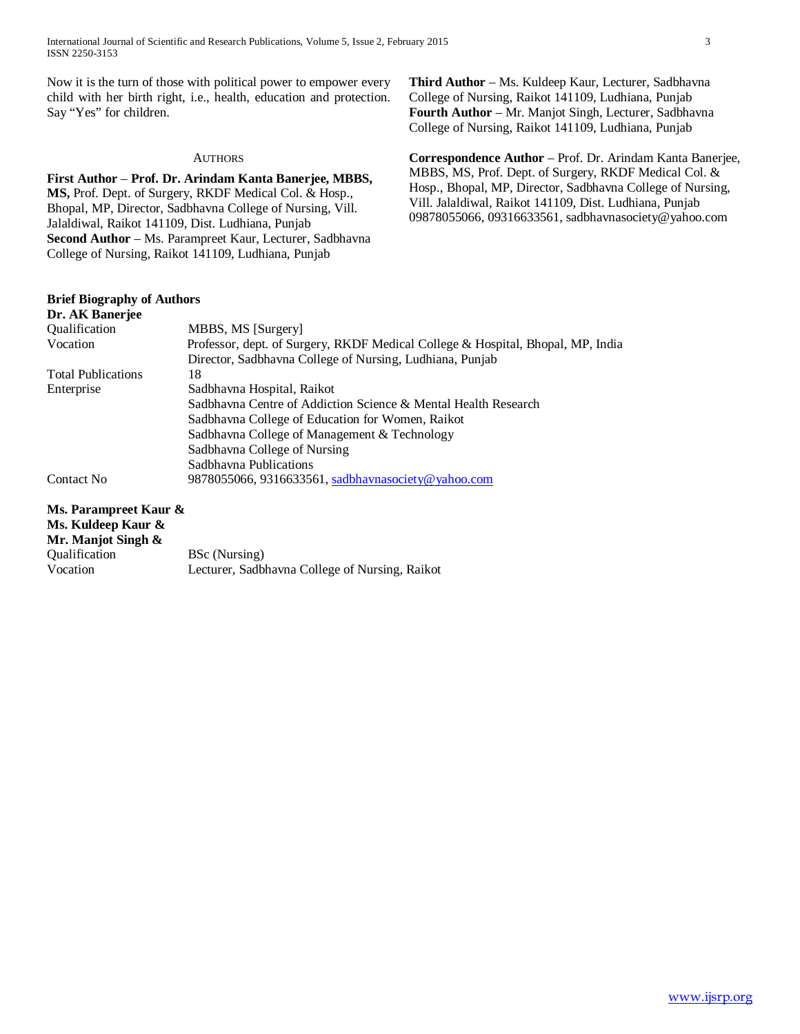Now it is the turn of those with political power to empower every child with her birth right, i.e., health, education and protection. Say "Yes" for children.

## AUTHORS

**First Author** – **Prof. Dr. Arindam Kanta Banerjee, MBBS, MS,** Prof. Dept. of Surgery, RKDF Medical Col. & Hosp., Bhopal, MP, Director, Sadbhavna College of Nursing, Vill. Jalaldiwal, Raikot 141109, Dist. Ludhiana, Punjab

**Second Author** – Ms. Parampreet Kaur, Lecturer, Sadbhavna College of Nursing, Raikot 141109, Ludhiana, Punjab

**Third Author** – Ms. Kuldeep Kaur, Lecturer, Sadbhavna College of Nursing, Raikot 141109, Ludhiana, Punjab

**Fourth Author** – Mr. Manjot Singh, Lecturer, Sadbhavna College of Nursing, Raikot 141109, Ludhiana, Punjab

**Correspondence Author** – Prof. Dr. Arindam Kanta Banerjee, MBBS, MS, Prof. Dept. of Surgery, RKDF Medical Col. & Hosp., Bhopal, MP, Director, Sadbhavna College of Nursing, Vill. Jalaldiwal, Raikot 141109, Dist. Ludhiana, Punjab 09878055066, 09316633561, sadbhavnasociety@yahoo.com

**Brief Biography of Authors**

**Dr. AK Banerjee**

| | |
|---|---|
| Qualification | MBBS, MS [Surgery] |
| Vocation | Professor, dept. of Surgery, RKDF Medical College & Hospital, Bhopal, MP, India<br>Director, Sadbhavna College of Nursing, Ludhiana, Punjab |
| Total Publications | 18 |
| Enterprise | Sadbhavna Hospital, Raikot<br>Sadbhavna Centre of Addiction Science & Mental Health Research<br>Sadbhavna College of Education for Women, Raikot<br>Sadbhavna College of Management & Technology<br>Sadbhavna College of Nursing<br>Sadbhavna Publications |
| Contact No | 9878055066, 9316633561, sadbhavnasociety@yahoo.com |

**Ms. Parampreet Kaur &**
**Ms. Kuldeep Kaur &**
**Mr. Manjot Singh &**

| | |
|---|---|
| Qualification | BSc (Nursing) |
| Vocation | Lecturer, Sadbhavna College of Nursing, Raikot |